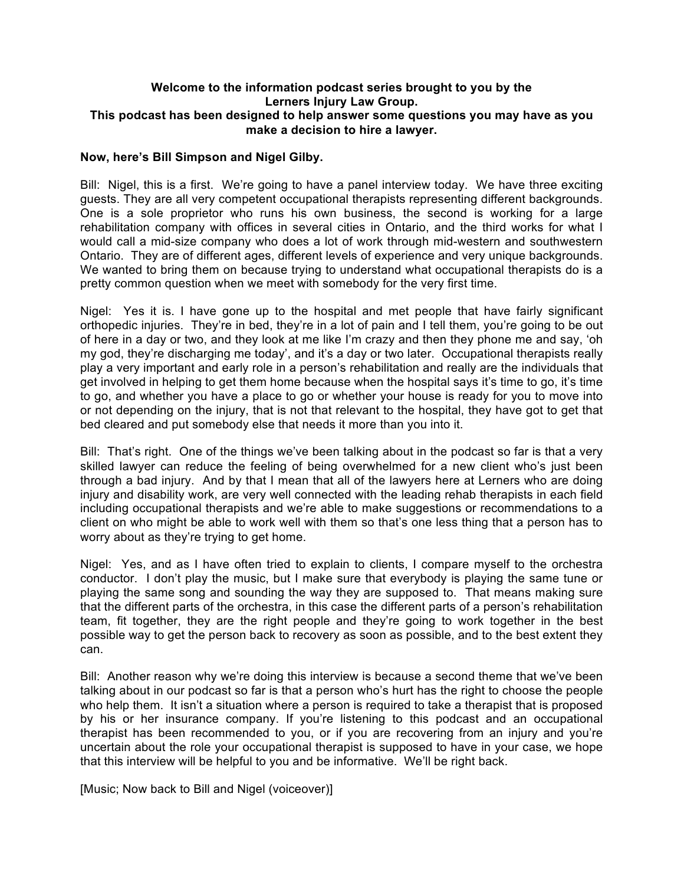**Welcome to the information podcast series brought to you by the Lerners Injury Law Group.**
**This podcast has been designed to help answer some questions you may have as you make a decision to hire a lawyer.**

**Now, here's Bill Simpson and Nigel Gilby.**

Bill: Nigel, this is a first. We're going to have a panel interview today. We have three exciting guests. They are all very competent occupational therapists representing different backgrounds. One is a sole proprietor who runs his own business, the second is working for a large rehabilitation company with offices in several cities in Ontario, and the third works for what I would call a mid-size company who does a lot of work through mid-western and southwestern Ontario. They are of different ages, different levels of experience and very unique backgrounds. We wanted to bring them on because trying to understand what occupational therapists do is a pretty common question when we meet with somebody for the very first time.

Nigel: Yes it is. I have gone up to the hospital and met people that have fairly significant orthopedic injuries. They're in bed, they're in a lot of pain and I tell them, you're going to be out of here in a day or two, and they look at me like I'm crazy and then they phone me and say, 'oh my god, they're discharging me today', and it's a day or two later. Occupational therapists really play a very important and early role in a person's rehabilitation and really are the individuals that get involved in helping to get them home because when the hospital says it's time to go, it's time to go, and whether you have a place to go or whether your house is ready for you to move into or not depending on the injury, that is not that relevant to the hospital, they have got to get that bed cleared and put somebody else that needs it more than you into it.

Bill: That's right. One of the things we've been talking about in the podcast so far is that a very skilled lawyer can reduce the feeling of being overwhelmed for a new client who's just been through a bad injury. And by that I mean that all of the lawyers here at Lerners who are doing injury and disability work, are very well connected with the leading rehab therapists in each field including occupational therapists and we're able to make suggestions or recommendations to a client on who might be able to work well with them so that's one less thing that a person has to worry about as they're trying to get home.

Nigel: Yes, and as I have often tried to explain to clients, I compare myself to the orchestra conductor. I don't play the music, but I make sure that everybody is playing the same tune or playing the same song and sounding the way they are supposed to. That means making sure that the different parts of the orchestra, in this case the different parts of a person's rehabilitation team, fit together, they are the right people and they're going to work together in the best possible way to get the person back to recovery as soon as possible, and to the best extent they can.

Bill: Another reason why we're doing this interview is because a second theme that we've been talking about in our podcast so far is that a person who's hurt has the right to choose the people who help them. It isn't a situation where a person is required to take a therapist that is proposed by his or her insurance company. If you're listening to this podcast and an occupational therapist has been recommended to you, or if you are recovering from an injury and you're uncertain about the role your occupational therapist is supposed to have in your case, we hope that this interview will be helpful to you and be informative. We'll be right back.

[Music; Now back to Bill and Nigel (voiceover)]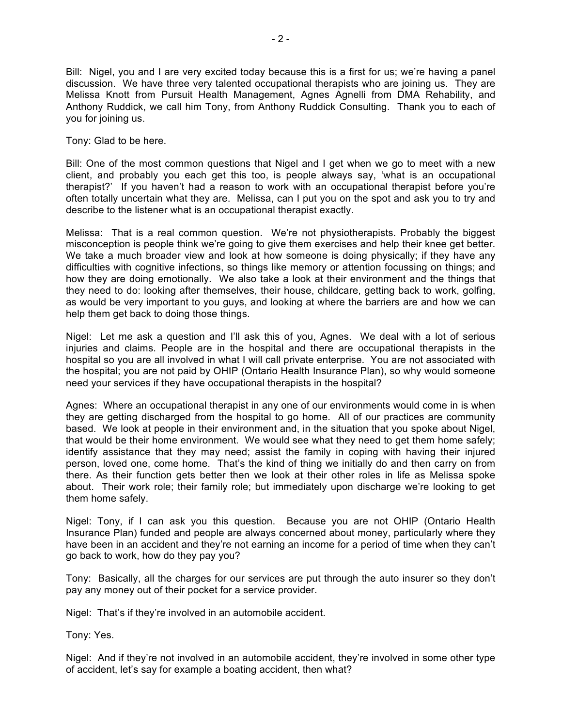Bill: Nigel, you and I are very excited today because this is a first for us; we're having a panel discussion. We have three very talented occupational therapists who are joining us. They are Melissa Knott from Pursuit Health Management, Agnes Agnelli from DMA Rehability, and Anthony Ruddick, we call him Tony, from Anthony Ruddick Consulting. Thank you to each of you for joining us.

Tony: Glad to be here.

Bill: One of the most common questions that Nigel and I get when we go to meet with a new client, and probably you each get this too, is people always say, 'what is an occupational therapist?' If you haven't had a reason to work with an occupational therapist before you're often totally uncertain what they are. Melissa, can I put you on the spot and ask you to try and describe to the listener what is an occupational therapist exactly.

Melissa: That is a real common question. We're not physiotherapists. Probably the biggest misconception is people think we're going to give them exercises and help their knee get better. We take a much broader view and look at how someone is doing physically; if they have any difficulties with cognitive infections, so things like memory or attention focussing on things; and how they are doing emotionally. We also take a look at their environment and the things that they need to do: looking after themselves, their house, childcare, getting back to work, golfing, as would be very important to you guys, and looking at where the barriers are and how we can help them get back to doing those things.

Nigel: Let me ask a question and I'll ask this of you, Agnes. We deal with a lot of serious injuries and claims. People are in the hospital and there are occupational therapists in the hospital so you are all involved in what I will call private enterprise. You are not associated with the hospital; you are not paid by OHIP (Ontario Health Insurance Plan), so why would someone need your services if they have occupational therapists in the hospital?

Agnes: Where an occupational therapist in any one of our environments would come in is when they are getting discharged from the hospital to go home. All of our practices are community based. We look at people in their environment and, in the situation that you spoke about Nigel, that would be their home environment. We would see what they need to get them home safely; identify assistance that they may need; assist the family in coping with having their injured person, loved one, come home. That's the kind of thing we initially do and then carry on from there. As their function gets better then we look at their other roles in life as Melissa spoke about. Their work role; their family role; but immediately upon discharge we're looking to get them home safely.

Nigel: Tony, if I can ask you this question. Because you are not OHIP (Ontario Health Insurance Plan) funded and people are always concerned about money, particularly where they have been in an accident and they're not earning an income for a period of time when they can't go back to work, how do they pay you?

Tony: Basically, all the charges for our services are put through the auto insurer so they don't pay any money out of their pocket for a service provider.

Nigel: That's if they're involved in an automobile accident.

Tony: Yes.

Nigel: And if they're not involved in an automobile accident, they're involved in some other type of accident, let's say for example a boating accident, then what?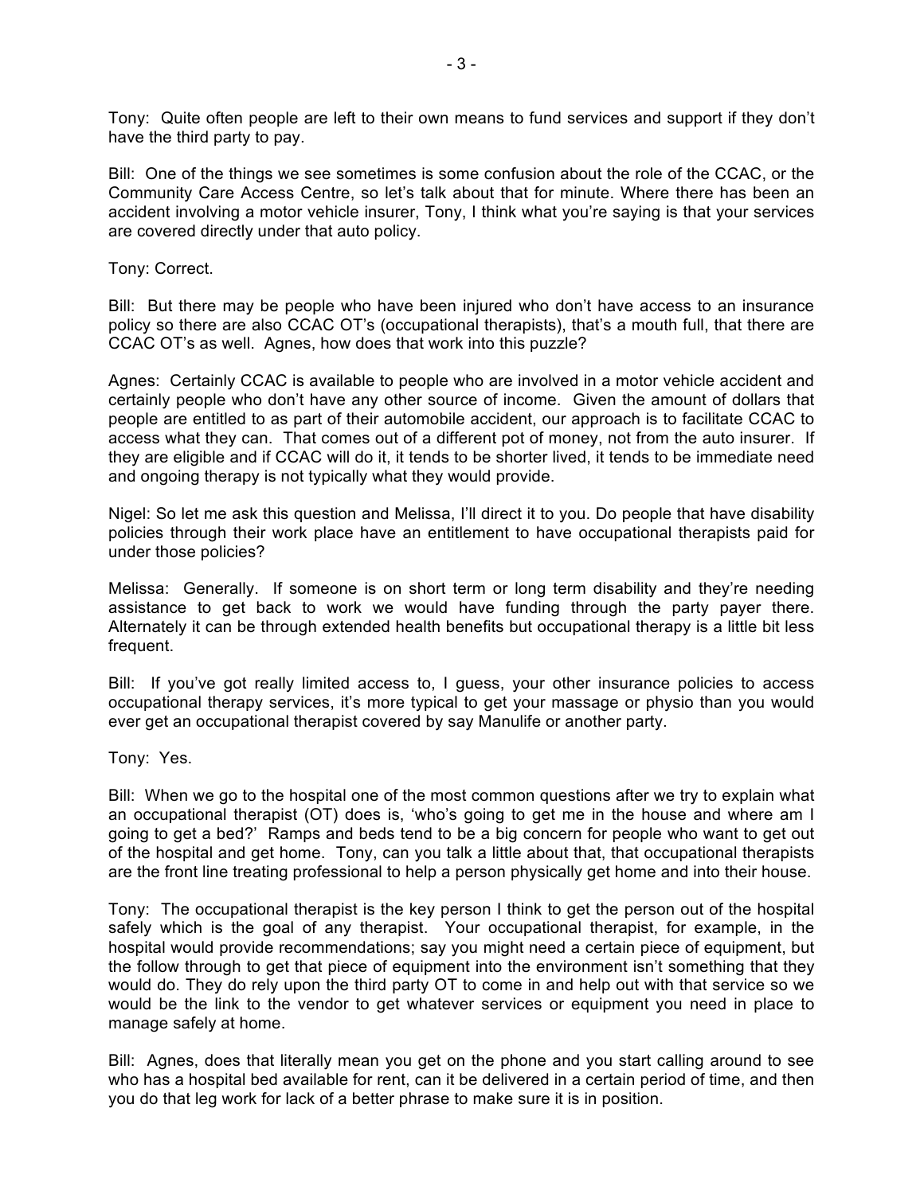Tony: Quite often people are left to their own means to fund services and support if they don't have the third party to pay.

Bill: One of the things we see sometimes is some confusion about the role of the CCAC, or the Community Care Access Centre, so let's talk about that for minute. Where there has been an accident involving a motor vehicle insurer, Tony, I think what you're saying is that your services are covered directly under that auto policy.

Tony: Correct.

Bill: But there may be people who have been injured who don't have access to an insurance policy so there are also CCAC OT's (occupational therapists), that's a mouth full, that there are CCAC OT's as well. Agnes, how does that work into this puzzle?

Agnes: Certainly CCAC is available to people who are involved in a motor vehicle accident and certainly people who don't have any other source of income. Given the amount of dollars that people are entitled to as part of their automobile accident, our approach is to facilitate CCAC to access what they can. That comes out of a different pot of money, not from the auto insurer. If they are eligible and if CCAC will do it, it tends to be shorter lived, it tends to be immediate need and ongoing therapy is not typically what they would provide.

Nigel: So let me ask this question and Melissa, I'll direct it to you. Do people that have disability policies through their work place have an entitlement to have occupational therapists paid for under those policies?

Melissa: Generally. If someone is on short term or long term disability and they're needing assistance to get back to work we would have funding through the party payer there. Alternately it can be through extended health benefits but occupational therapy is a little bit less frequent.

Bill: If you've got really limited access to, I guess, your other insurance policies to access occupational therapy services, it's more typical to get your massage or physio than you would ever get an occupational therapist covered by say Manulife or another party.

Tony: Yes.

Bill: When we go to the hospital one of the most common questions after we try to explain what an occupational therapist (OT) does is, 'who's going to get me in the house and where am I going to get a bed?' Ramps and beds tend to be a big concern for people who want to get out of the hospital and get home. Tony, can you talk a little about that, that occupational therapists are the front line treating professional to help a person physically get home and into their house.

Tony: The occupational therapist is the key person I think to get the person out of the hospital safely which is the goal of any therapist. Your occupational therapist, for example, in the hospital would provide recommendations; say you might need a certain piece of equipment, but the follow through to get that piece of equipment into the environment isn't something that they would do. They do rely upon the third party OT to come in and help out with that service so we would be the link to the vendor to get whatever services or equipment you need in place to manage safely at home.

Bill: Agnes, does that literally mean you get on the phone and you start calling around to see who has a hospital bed available for rent, can it be delivered in a certain period of time, and then you do that leg work for lack of a better phrase to make sure it is in position.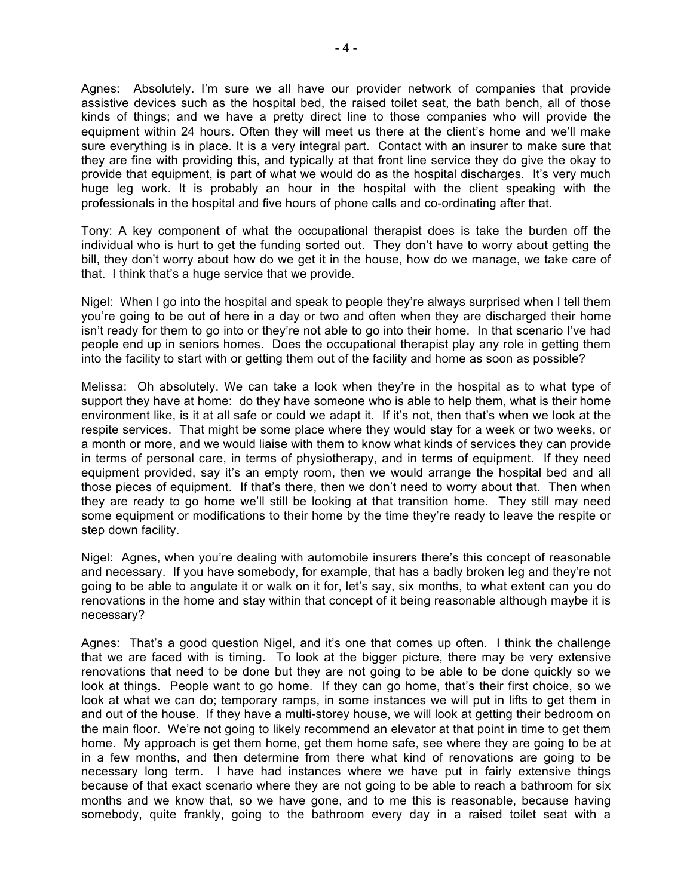Agnes: Absolutely. I'm sure we all have our provider network of companies that provide assistive devices such as the hospital bed, the raised toilet seat, the bath bench, all of those kinds of things; and we have a pretty direct line to those companies who will provide the equipment within 24 hours. Often they will meet us there at the client's home and we'll make sure everything is in place. It is a very integral part. Contact with an insurer to make sure that they are fine with providing this, and typically at that front line service they do give the okay to provide that equipment, is part of what we would do as the hospital discharges. It's very much huge leg work. It is probably an hour in the hospital with the client speaking with the professionals in the hospital and five hours of phone calls and co-ordinating after that.

Tony: A key component of what the occupational therapist does is take the burden off the individual who is hurt to get the funding sorted out. They don't have to worry about getting the bill, they don't worry about how do we get it in the house, how do we manage, we take care of that. I think that's a huge service that we provide.

Nigel: When I go into the hospital and speak to people they're always surprised when I tell them you're going to be out of here in a day or two and often when they are discharged their home isn't ready for them to go into or they're not able to go into their home. In that scenario I've had people end up in seniors homes. Does the occupational therapist play any role in getting them into the facility to start with or getting them out of the facility and home as soon as possible?

Melissa: Oh absolutely. We can take a look when they're in the hospital as to what type of support they have at home: do they have someone who is able to help them, what is their home environment like, is it at all safe or could we adapt it. If it's not, then that's when we look at the respite services. That might be some place where they would stay for a week or two weeks, or a month or more, and we would liaise with them to know what kinds of services they can provide in terms of personal care, in terms of physiotherapy, and in terms of equipment. If they need equipment provided, say it's an empty room, then we would arrange the hospital bed and all those pieces of equipment. If that's there, then we don't need to worry about that. Then when they are ready to go home we'll still be looking at that transition home. They still may need some equipment or modifications to their home by the time they're ready to leave the respite or step down facility.

Nigel: Agnes, when you're dealing with automobile insurers there's this concept of reasonable and necessary. If you have somebody, for example, that has a badly broken leg and they're not going to be able to angulate it or walk on it for, let's say, six months, to what extent can you do renovations in the home and stay within that concept of it being reasonable although maybe it is necessary?

Agnes: That's a good question Nigel, and it's one that comes up often. I think the challenge that we are faced with is timing. To look at the bigger picture, there may be very extensive renovations that need to be done but they are not going to be able to be done quickly so we look at things. People want to go home. If they can go home, that's their first choice, so we look at what we can do; temporary ramps, in some instances we will put in lifts to get them in and out of the house. If they have a multi-storey house, we will look at getting their bedroom on the main floor. We're not going to likely recommend an elevator at that point in time to get them home. My approach is get them home, get them home safe, see where they are going to be at in a few months, and then determine from there what kind of renovations are going to be necessary long term. I have had instances where we have put in fairly extensive things because of that exact scenario where they are not going to be able to reach a bathroom for six months and we know that, so we have gone, and to me this is reasonable, because having somebody, quite frankly, going to the bathroom every day in a raised toilet seat with a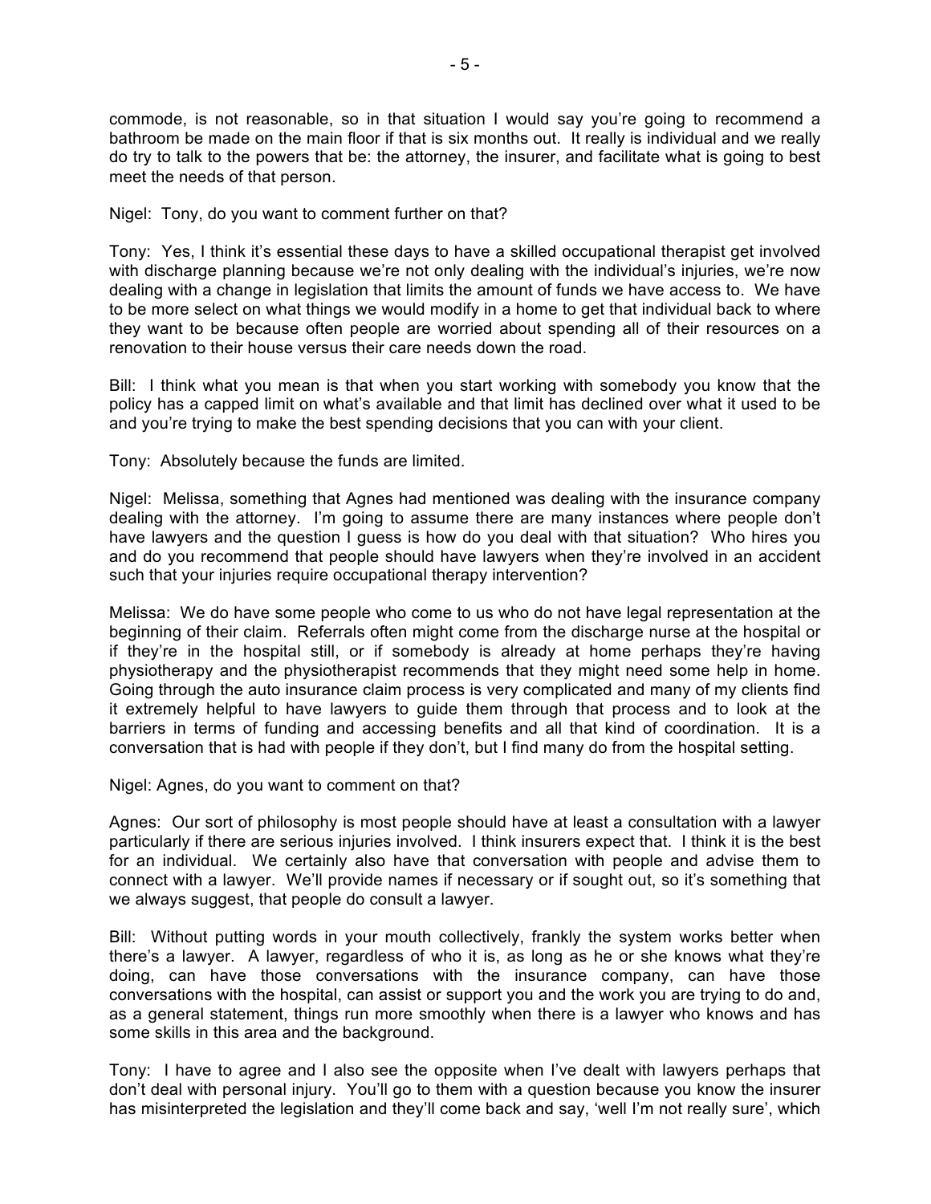commode, is not reasonable, so in that situation I would say you're going to recommend a bathroom be made on the main floor if that is six months out. It really is individual and we really do try to talk to the powers that be: the attorney, the insurer, and facilitate what is going to best meet the needs of that person.

Nigel: Tony, do you want to comment further on that?

Tony: Yes, I think it's essential these days to have a skilled occupational therapist get involved with discharge planning because we're not only dealing with the individual's injuries, we're now dealing with a change in legislation that limits the amount of funds we have access to. We have to be more select on what things we would modify in a home to get that individual back to where they want to be because often people are worried about spending all of their resources on a renovation to their house versus their care needs down the road.

Bill: I think what you mean is that when you start working with somebody you know that the policy has a capped limit on what's available and that limit has declined over what it used to be and you're trying to make the best spending decisions that you can with your client.

Tony: Absolutely because the funds are limited.

Nigel: Melissa, something that Agnes had mentioned was dealing with the insurance company dealing with the attorney. I'm going to assume there are many instances where people don't have lawyers and the question I guess is how do you deal with that situation? Who hires you and do you recommend that people should have lawyers when they're involved in an accident such that your injuries require occupational therapy intervention?

Melissa: We do have some people who come to us who do not have legal representation at the beginning of their claim. Referrals often might come from the discharge nurse at the hospital or if they're in the hospital still, or if somebody is already at home perhaps they're having physiotherapy and the physiotherapist recommends that they might need some help in home. Going through the auto insurance claim process is very complicated and many of my clients find it extremely helpful to have lawyers to guide them through that process and to look at the barriers in terms of funding and accessing benefits and all that kind of coordination. It is a conversation that is had with people if they don't, but I find many do from the hospital setting.

Nigel: Agnes, do you want to comment on that?

Agnes: Our sort of philosophy is most people should have at least a consultation with a lawyer particularly if there are serious injuries involved. I think insurers expect that. I think it is the best for an individual. We certainly also have that conversation with people and advise them to connect with a lawyer. We'll provide names if necessary or if sought out, so it's something that we always suggest, that people do consult a lawyer.

Bill: Without putting words in your mouth collectively, frankly the system works better when there's a lawyer. A lawyer, regardless of who it is, as long as he or she knows what they're doing, can have those conversations with the insurance company, can have those conversations with the hospital, can assist or support you and the work you are trying to do and, as a general statement, things run more smoothly when there is a lawyer who knows and has some skills in this area and the background.

Tony: I have to agree and I also see the opposite when I've dealt with lawyers perhaps that don't deal with personal injury. You'll go to them with a question because you know the insurer has misinterpreted the legislation and they'll come back and say, 'well I'm not really sure', which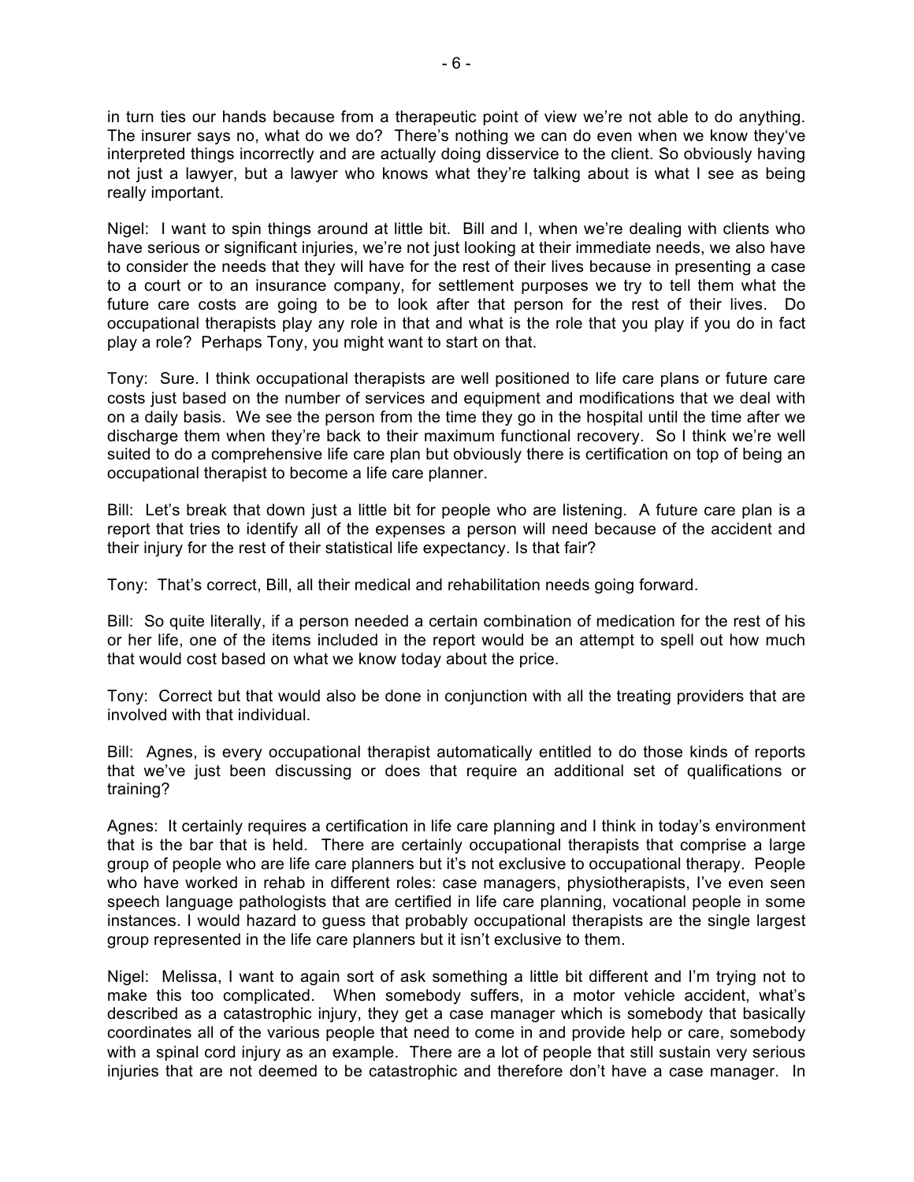in turn ties our hands because from a therapeutic point of view we're not able to do anything. The insurer says no, what do we do? There's nothing we can do even when we know they've interpreted things incorrectly and are actually doing disservice to the client. So obviously having not just a lawyer, but a lawyer who knows what they're talking about is what I see as being really important.

Nigel: I want to spin things around at little bit. Bill and I, when we're dealing with clients who have serious or significant injuries, we're not just looking at their immediate needs, we also have to consider the needs that they will have for the rest of their lives because in presenting a case to a court or to an insurance company, for settlement purposes we try to tell them what the future care costs are going to be to look after that person for the rest of their lives. Do occupational therapists play any role in that and what is the role that you play if you do in fact play a role? Perhaps Tony, you might want to start on that.

Tony: Sure. I think occupational therapists are well positioned to life care plans or future care costs just based on the number of services and equipment and modifications that we deal with on a daily basis. We see the person from the time they go in the hospital until the time after we discharge them when they're back to their maximum functional recovery. So I think we're well suited to do a comprehensive life care plan but obviously there is certification on top of being an occupational therapist to become a life care planner.

Bill: Let's break that down just a little bit for people who are listening. A future care plan is a report that tries to identify all of the expenses a person will need because of the accident and their injury for the rest of their statistical life expectancy. Is that fair?

Tony: That's correct, Bill, all their medical and rehabilitation needs going forward.

Bill: So quite literally, if a person needed a certain combination of medication for the rest of his or her life, one of the items included in the report would be an attempt to spell out how much that would cost based on what we know today about the price.

Tony: Correct but that would also be done in conjunction with all the treating providers that are involved with that individual.

Bill: Agnes, is every occupational therapist automatically entitled to do those kinds of reports that we've just been discussing or does that require an additional set of qualifications or training?

Agnes: It certainly requires a certification in life care planning and I think in today's environment that is the bar that is held. There are certainly occupational therapists that comprise a large group of people who are life care planners but it's not exclusive to occupational therapy. People who have worked in rehab in different roles: case managers, physiotherapists, I've even seen speech language pathologists that are certified in life care planning, vocational people in some instances. I would hazard to guess that probably occupational therapists are the single largest group represented in the life care planners but it isn't exclusive to them.

Nigel: Melissa, I want to again sort of ask something a little bit different and I'm trying not to make this too complicated. When somebody suffers, in a motor vehicle accident, what's described as a catastrophic injury, they get a case manager which is somebody that basically coordinates all of the various people that need to come in and provide help or care, somebody with a spinal cord injury as an example. There are a lot of people that still sustain very serious injuries that are not deemed to be catastrophic and therefore don't have a case manager. In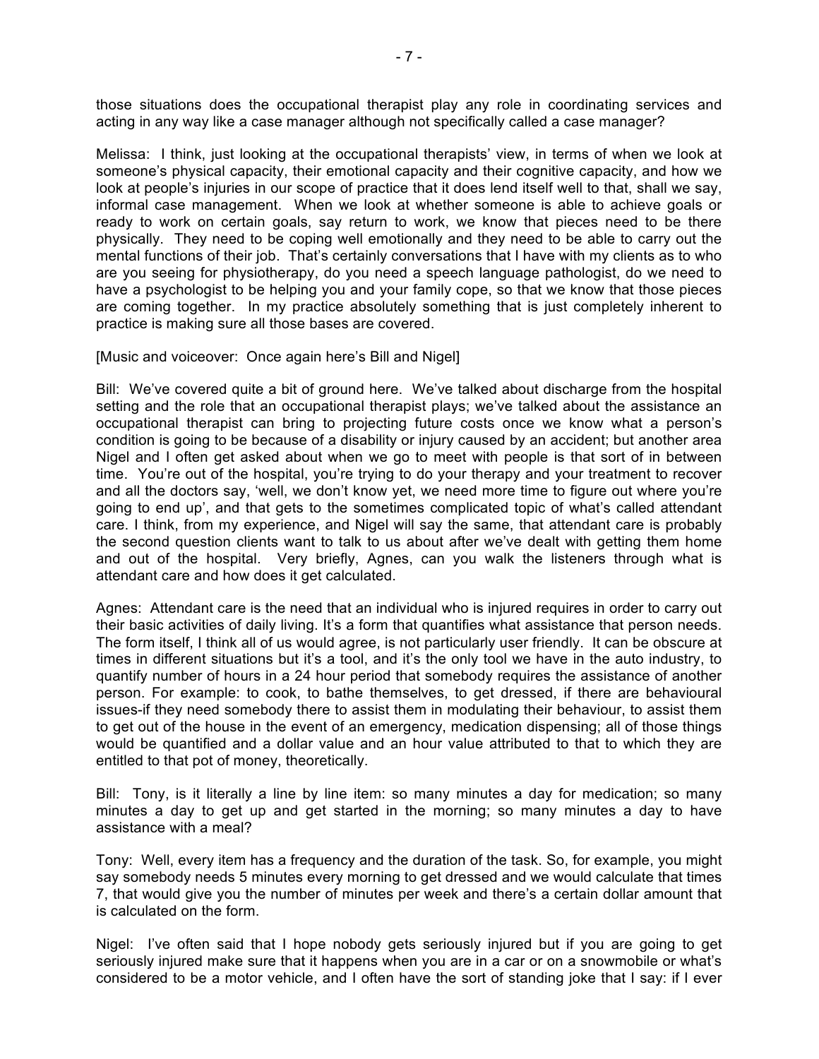those situations does the occupational therapist play any role in coordinating services and acting in any way like a case manager although not specifically called a case manager?

Melissa: I think, just looking at the occupational therapists' view, in terms of when we look at someone's physical capacity, their emotional capacity and their cognitive capacity, and how we look at people's injuries in our scope of practice that it does lend itself well to that, shall we say, informal case management. When we look at whether someone is able to achieve goals or ready to work on certain goals, say return to work, we know that pieces need to be there physically. They need to be coping well emotionally and they need to be able to carry out the mental functions of their job. That's certainly conversations that I have with my clients as to who are you seeing for physiotherapy, do you need a speech language pathologist, do we need to have a psychologist to be helping you and your family cope, so that we know that those pieces are coming together. In my practice absolutely something that is just completely inherent to practice is making sure all those bases are covered.

[Music and voiceover: Once again here's Bill and Nigel]

Bill: We've covered quite a bit of ground here. We've talked about discharge from the hospital setting and the role that an occupational therapist plays; we've talked about the assistance an occupational therapist can bring to projecting future costs once we know what a person's condition is going to be because of a disability or injury caused by an accident; but another area Nigel and I often get asked about when we go to meet with people is that sort of in between time. You're out of the hospital, you're trying to do your therapy and your treatment to recover and all the doctors say, 'well, we don't know yet, we need more time to figure out where you're going to end up', and that gets to the sometimes complicated topic of what's called attendant care. I think, from my experience, and Nigel will say the same, that attendant care is probably the second question clients want to talk to us about after we've dealt with getting them home and out of the hospital. Very briefly, Agnes, can you walk the listeners through what is attendant care and how does it get calculated.

Agnes: Attendant care is the need that an individual who is injured requires in order to carry out their basic activities of daily living. It's a form that quantifies what assistance that person needs. The form itself, I think all of us would agree, is not particularly user friendly. It can be obscure at times in different situations but it's a tool, and it's the only tool we have in the auto industry, to quantify number of hours in a 24 hour period that somebody requires the assistance of another person. For example: to cook, to bathe themselves, to get dressed, if there are behavioural issues-if they need somebody there to assist them in modulating their behaviour, to assist them to get out of the house in the event of an emergency, medication dispensing; all of those things would be quantified and a dollar value and an hour value attributed to that to which they are entitled to that pot of money, theoretically.

Bill: Tony, is it literally a line by line item: so many minutes a day for medication; so many minutes a day to get up and get started in the morning; so many minutes a day to have assistance with a meal?

Tony: Well, every item has a frequency and the duration of the task. So, for example, you might say somebody needs 5 minutes every morning to get dressed and we would calculate that times 7, that would give you the number of minutes per week and there's a certain dollar amount that is calculated on the form.

Nigel: I've often said that I hope nobody gets seriously injured but if you are going to get seriously injured make sure that it happens when you are in a car or on a snowmobile or what's considered to be a motor vehicle, and I often have the sort of standing joke that I say: if I ever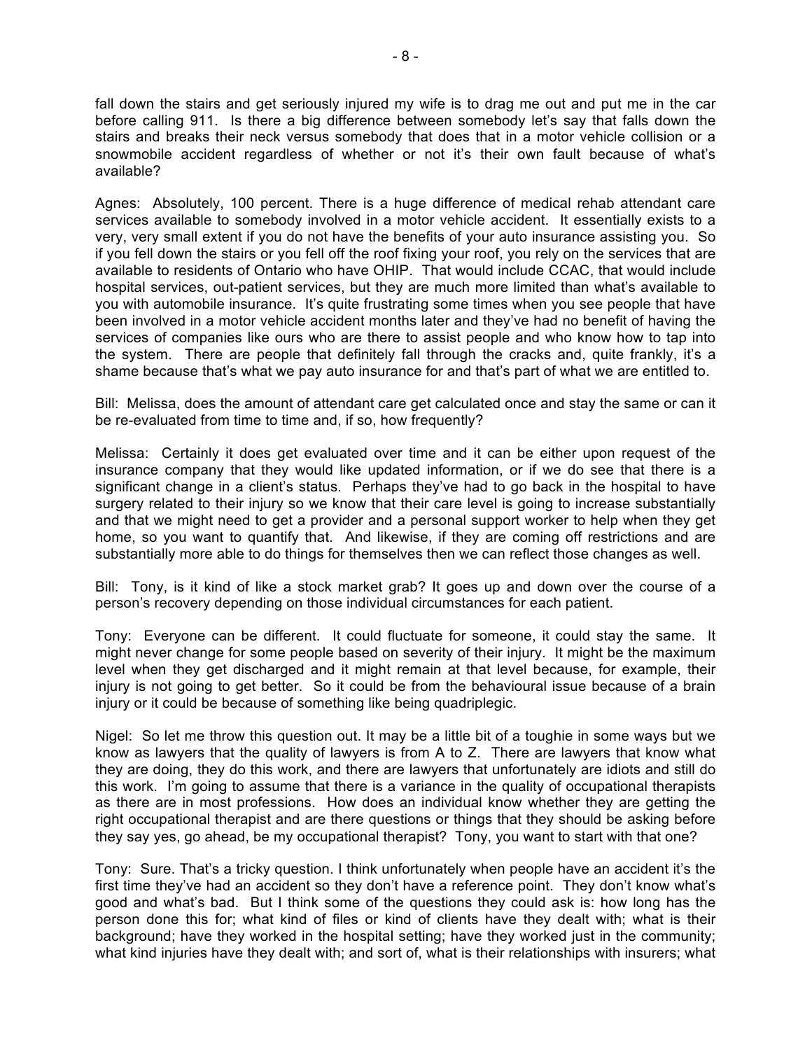fall down the stairs and get seriously injured my wife is to drag me out and put me in the car before calling 911. Is there a big difference between somebody let's say that falls down the stairs and breaks their neck versus somebody that does that in a motor vehicle collision or a snowmobile accident regardless of whether or not it's their own fault because of what's available?

Agnes: Absolutely, 100 percent. There is a huge difference of medical rehab attendant care services available to somebody involved in a motor vehicle accident. It essentially exists to a very, very small extent if you do not have the benefits of your auto insurance assisting you. So if you fell down the stairs or you fell off the roof fixing your roof, you rely on the services that are available to residents of Ontario who have OHIP. That would include CCAC, that would include hospital services, out-patient services, but they are much more limited than what's available to you with automobile insurance. It's quite frustrating some times when you see people that have been involved in a motor vehicle accident months later and they've had no benefit of having the services of companies like ours who are there to assist people and who know how to tap into the system. There are people that definitely fall through the cracks and, quite frankly, it's a shame because that's what we pay auto insurance for and that's part of what we are entitled to.

Bill: Melissa, does the amount of attendant care get calculated once and stay the same or can it be re-evaluated from time to time and, if so, how frequently?

Melissa: Certainly it does get evaluated over time and it can be either upon request of the insurance company that they would like updated information, or if we do see that there is a significant change in a client's status. Perhaps they've had to go back in the hospital to have surgery related to their injury so we know that their care level is going to increase substantially and that we might need to get a provider and a personal support worker to help when they get home, so you want to quantify that. And likewise, if they are coming off restrictions and are substantially more able to do things for themselves then we can reflect those changes as well.

Bill: Tony, is it kind of like a stock market grab? It goes up and down over the course of a person's recovery depending on those individual circumstances for each patient.

Tony: Everyone can be different. It could fluctuate for someone, it could stay the same. It might never change for some people based on severity of their injury. It might be the maximum level when they get discharged and it might remain at that level because, for example, their injury is not going to get better. So it could be from the behavioural issue because of a brain injury or it could be because of something like being quadriplegic.

Nigel: So let me throw this question out. It may be a little bit of a toughie in some ways but we know as lawyers that the quality of lawyers is from A to Z. There are lawyers that know what they are doing, they do this work, and there are lawyers that unfortunately are idiots and still do this work. I'm going to assume that there is a variance in the quality of occupational therapists as there are in most professions. How does an individual know whether they are getting the right occupational therapist and are there questions or things that they should be asking before they say yes, go ahead, be my occupational therapist? Tony, you want to start with that one?

Tony: Sure. That's a tricky question. I think unfortunately when people have an accident it's the first time they've had an accident so they don't have a reference point. They don't know what's good and what's bad. But I think some of the questions they could ask is: how long has the person done this for; what kind of files or kind of clients have they dealt with; what is their background; have they worked in the hospital setting; have they worked just in the community; what kind injuries have they dealt with; and sort of, what is their relationships with insurers; what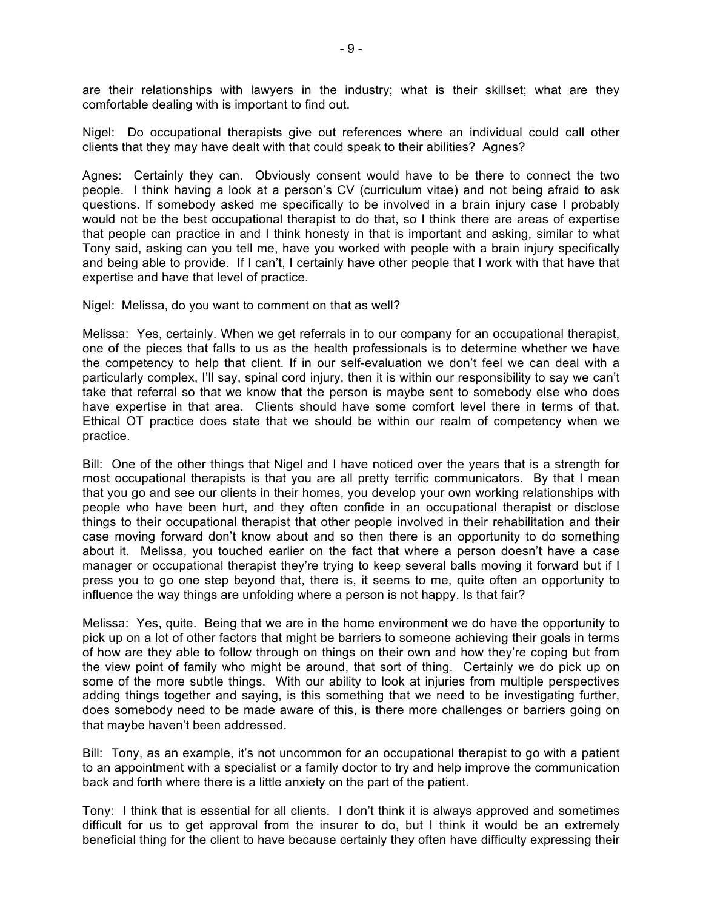are their relationships with lawyers in the industry; what is their skillset; what are they comfortable dealing with is important to find out.

Nigel: Do occupational therapists give out references where an individual could call other clients that they may have dealt with that could speak to their abilities? Agnes?

Agnes: Certainly they can. Obviously consent would have to be there to connect the two people. I think having a look at a person's CV (curriculum vitae) and not being afraid to ask questions. If somebody asked me specifically to be involved in a brain injury case I probably would not be the best occupational therapist to do that, so I think there are areas of expertise that people can practice in and I think honesty in that is important and asking, similar to what Tony said, asking can you tell me, have you worked with people with a brain injury specifically and being able to provide. If I can't, I certainly have other people that I work with that have that expertise and have that level of practice.

Nigel: Melissa, do you want to comment on that as well?

Melissa: Yes, certainly. When we get referrals in to our company for an occupational therapist, one of the pieces that falls to us as the health professionals is to determine whether we have the competency to help that client. If in our self-evaluation we don't feel we can deal with a particularly complex, I'll say, spinal cord injury, then it is within our responsibility to say we can't take that referral so that we know that the person is maybe sent to somebody else who does have expertise in that area. Clients should have some comfort level there in terms of that. Ethical OT practice does state that we should be within our realm of competency when we practice.

Bill: One of the other things that Nigel and I have noticed over the years that is a strength for most occupational therapists is that you are all pretty terrific communicators. By that I mean that you go and see our clients in their homes, you develop your own working relationships with people who have been hurt, and they often confide in an occupational therapist or disclose things to their occupational therapist that other people involved in their rehabilitation and their case moving forward don't know about and so then there is an opportunity to do something about it. Melissa, you touched earlier on the fact that where a person doesn't have a case manager or occupational therapist they're trying to keep several balls moving it forward but if I press you to go one step beyond that, there is, it seems to me, quite often an opportunity to influence the way things are unfolding where a person is not happy. Is that fair?

Melissa: Yes, quite. Being that we are in the home environment we do have the opportunity to pick up on a lot of other factors that might be barriers to someone achieving their goals in terms of how are they able to follow through on things on their own and how they're coping but from the view point of family who might be around, that sort of thing. Certainly we do pick up on some of the more subtle things. With our ability to look at injuries from multiple perspectives adding things together and saying, is this something that we need to be investigating further, does somebody need to be made aware of this, is there more challenges or barriers going on that maybe haven't been addressed.

Bill: Tony, as an example, it's not uncommon for an occupational therapist to go with a patient to an appointment with a specialist or a family doctor to try and help improve the communication back and forth where there is a little anxiety on the part of the patient.

Tony: I think that is essential for all clients. I don't think it is always approved and sometimes difficult for us to get approval from the insurer to do, but I think it would be an extremely beneficial thing for the client to have because certainly they often have difficulty expressing their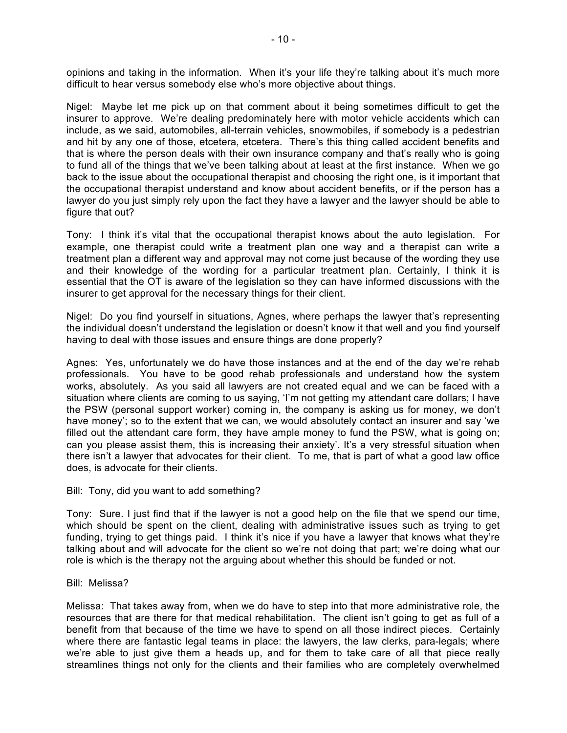opinions and taking in the information. When it's your life they're talking about it's much more difficult to hear versus somebody else who's more objective about things.

Nigel: Maybe let me pick up on that comment about it being sometimes difficult to get the insurer to approve. We're dealing predominately here with motor vehicle accidents which can include, as we said, automobiles, all-terrain vehicles, snowmobiles, if somebody is a pedestrian and hit by any one of those, etcetera, etcetera. There's this thing called accident benefits and that is where the person deals with their own insurance company and that's really who is going to fund all of the things that we've been talking about at least at the first instance. When we go back to the issue about the occupational therapist and choosing the right one, is it important that the occupational therapist understand and know about accident benefits, or if the person has a lawyer do you just simply rely upon the fact they have a lawyer and the lawyer should be able to figure that out?

Tony: I think it's vital that the occupational therapist knows about the auto legislation. For example, one therapist could write a treatment plan one way and a therapist can write a treatment plan a different way and approval may not come just because of the wording they use and their knowledge of the wording for a particular treatment plan. Certainly, I think it is essential that the OT is aware of the legislation so they can have informed discussions with the insurer to get approval for the necessary things for their client.

Nigel: Do you find yourself in situations, Agnes, where perhaps the lawyer that's representing the individual doesn't understand the legislation or doesn't know it that well and you find yourself having to deal with those issues and ensure things are done properly?

Agnes: Yes, unfortunately we do have those instances and at the end of the day we're rehab professionals. You have to be good rehab professionals and understand how the system works, absolutely. As you said all lawyers are not created equal and we can be faced with a situation where clients are coming to us saying, 'I'm not getting my attendant care dollars; I have the PSW (personal support worker) coming in, the company is asking us for money, we don't have money'; so to the extent that we can, we would absolutely contact an insurer and say 'we filled out the attendant care form, they have ample money to fund the PSW, what is going on; can you please assist them, this is increasing their anxiety'. It's a very stressful situation when there isn't a lawyer that advocates for their client. To me, that is part of what a good law office does, is advocate for their clients.

Bill: Tony, did you want to add something?

Tony: Sure. I just find that if the lawyer is not a good help on the file that we spend our time, which should be spent on the client, dealing with administrative issues such as trying to get funding, trying to get things paid. I think it's nice if you have a lawyer that knows what they're talking about and will advocate for the client so we're not doing that part; we're doing what our role is which is the therapy not the arguing about whether this should be funded or not.

Bill: Melissa?

Melissa: That takes away from, when we do have to step into that more administrative role, the resources that are there for that medical rehabilitation. The client isn't going to get as full of a benefit from that because of the time we have to spend on all those indirect pieces. Certainly where there are fantastic legal teams in place: the lawyers, the law clerks, para-legals; where we're able to just give them a heads up, and for them to take care of all that piece really streamlines things not only for the clients and their families who are completely overwhelmed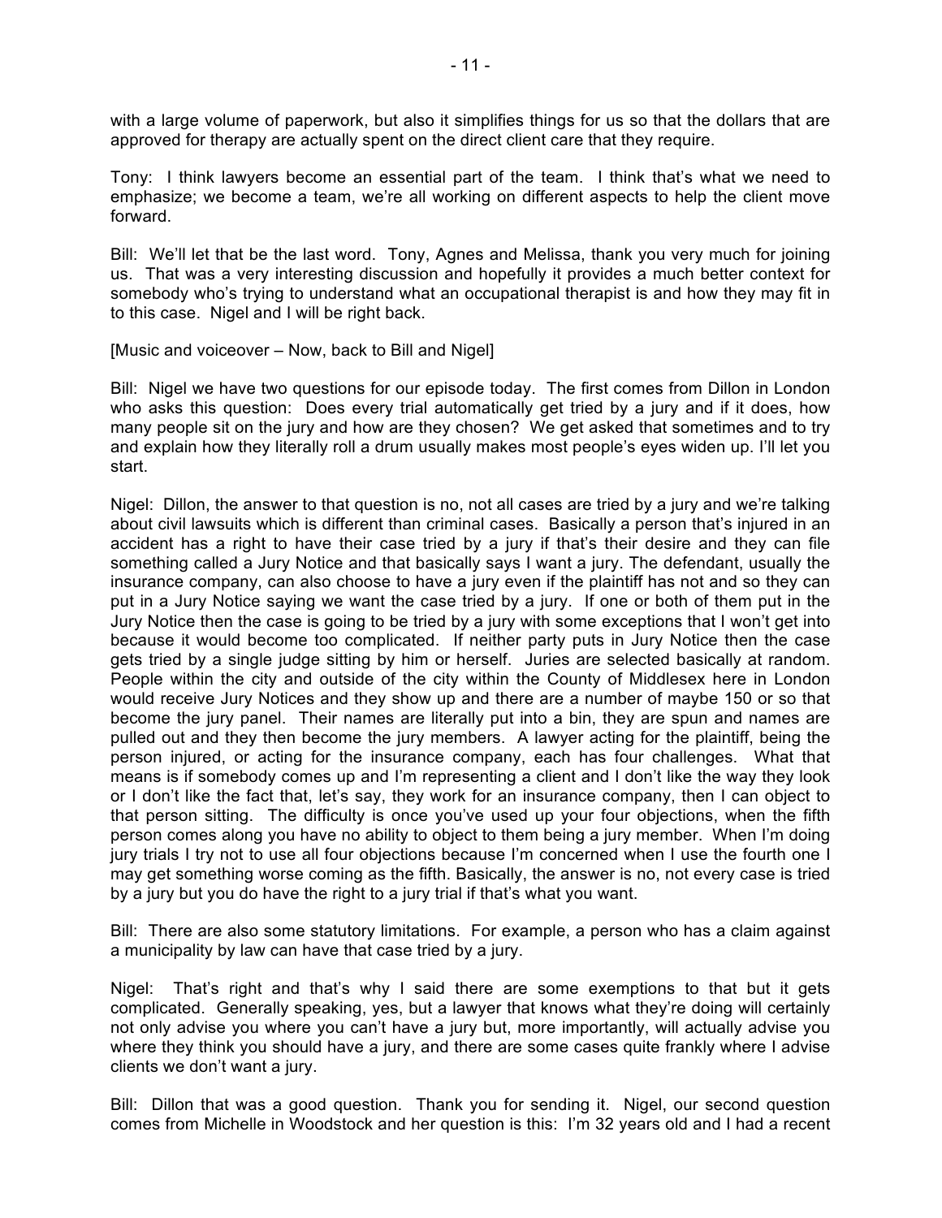with a large volume of paperwork, but also it simplifies things for us so that the dollars that are approved for therapy are actually spent on the direct client care that they require.

Tony: I think lawyers become an essential part of the team. I think that's what we need to emphasize; we become a team, we're all working on different aspects to help the client move forward.

Bill: We'll let that be the last word. Tony, Agnes and Melissa, thank you very much for joining us. That was a very interesting discussion and hopefully it provides a much better context for somebody who's trying to understand what an occupational therapist is and how they may fit in to this case. Nigel and I will be right back.

[Music and voiceover – Now, back to Bill and Nigel]

Bill: Nigel we have two questions for our episode today. The first comes from Dillon in London who asks this question: Does every trial automatically get tried by a jury and if it does, how many people sit on the jury and how are they chosen? We get asked that sometimes and to try and explain how they literally roll a drum usually makes most people's eyes widen up. I'll let you start.

Nigel: Dillon, the answer to that question is no, not all cases are tried by a jury and we're talking about civil lawsuits which is different than criminal cases. Basically a person that's injured in an accident has a right to have their case tried by a jury if that's their desire and they can file something called a Jury Notice and that basically says I want a jury. The defendant, usually the insurance company, can also choose to have a jury even if the plaintiff has not and so they can put in a Jury Notice saying we want the case tried by a jury. If one or both of them put in the Jury Notice then the case is going to be tried by a jury with some exceptions that I won't get into because it would become too complicated. If neither party puts in Jury Notice then the case gets tried by a single judge sitting by him or herself. Juries are selected basically at random. People within the city and outside of the city within the County of Middlesex here in London would receive Jury Notices and they show up and there are a number of maybe 150 or so that become the jury panel. Their names are literally put into a bin, they are spun and names are pulled out and they then become the jury members. A lawyer acting for the plaintiff, being the person injured, or acting for the insurance company, each has four challenges. What that means is if somebody comes up and I'm representing a client and I don't like the way they look or I don't like the fact that, let's say, they work for an insurance company, then I can object to that person sitting. The difficulty is once you've used up your four objections, when the fifth person comes along you have no ability to object to them being a jury member. When I'm doing jury trials I try not to use all four objections because I'm concerned when I use the fourth one I may get something worse coming as the fifth. Basically, the answer is no, not every case is tried by a jury but you do have the right to a jury trial if that's what you want.

Bill: There are also some statutory limitations. For example, a person who has a claim against a municipality by law can have that case tried by a jury.

Nigel: That's right and that's why I said there are some exemptions to that but it gets complicated. Generally speaking, yes, but a lawyer that knows what they're doing will certainly not only advise you where you can't have a jury but, more importantly, will actually advise you where they think you should have a jury, and there are some cases quite frankly where I advise clients we don't want a jury.

Bill: Dillon that was a good question. Thank you for sending it. Nigel, our second question comes from Michelle in Woodstock and her question is this: I'm 32 years old and I had a recent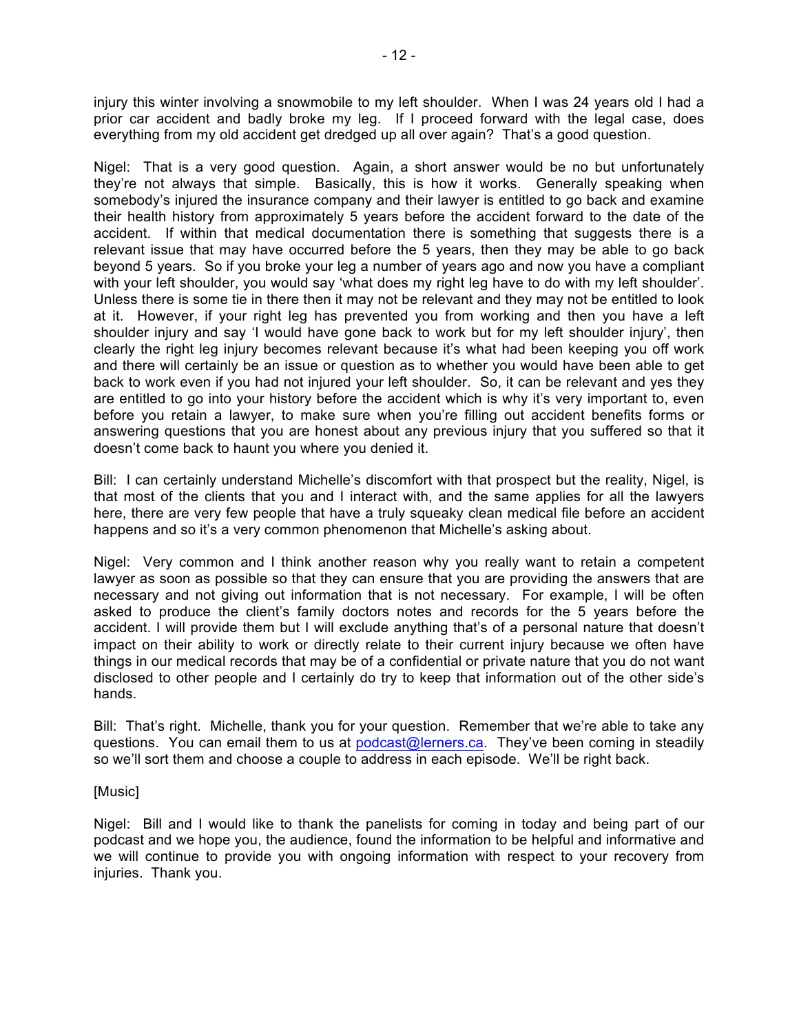injury this winter involving a snowmobile to my left shoulder. When I was 24 years old I had a prior car accident and badly broke my leg. If I proceed forward with the legal case, does everything from my old accident get dredged up all over again? That's a good question.

Nigel: That is a very good question. Again, a short answer would be no but unfortunately they're not always that simple. Basically, this is how it works. Generally speaking when somebody's injured the insurance company and their lawyer is entitled to go back and examine their health history from approximately 5 years before the accident forward to the date of the accident. If within that medical documentation there is something that suggests there is a relevant issue that may have occurred before the 5 years, then they may be able to go back beyond 5 years. So if you broke your leg a number of years ago and now you have a compliant with your left shoulder, you would say 'what does my right leg have to do with my left shoulder'. Unless there is some tie in there then it may not be relevant and they may not be entitled to look at it. However, if your right leg has prevented you from working and then you have a left shoulder injury and say 'I would have gone back to work but for my left shoulder injury', then clearly the right leg injury becomes relevant because it's what had been keeping you off work and there will certainly be an issue or question as to whether you would have been able to get back to work even if you had not injured your left shoulder. So, it can be relevant and yes they are entitled to go into your history before the accident which is why it's very important to, even before you retain a lawyer, to make sure when you're filling out accident benefits forms or answering questions that you are honest about any previous injury that you suffered so that it doesn't come back to haunt you where you denied it.

Bill: I can certainly understand Michelle's discomfort with that prospect but the reality, Nigel, is that most of the clients that you and I interact with, and the same applies for all the lawyers here, there are very few people that have a truly squeaky clean medical file before an accident happens and so it's a very common phenomenon that Michelle's asking about.

Nigel: Very common and I think another reason why you really want to retain a competent lawyer as soon as possible so that they can ensure that you are providing the answers that are necessary and not giving out information that is not necessary. For example, I will be often asked to produce the client's family doctors notes and records for the 5 years before the accident. I will provide them but I will exclude anything that's of a personal nature that doesn't impact on their ability to work or directly relate to their current injury because we often have things in our medical records that may be of a confidential or private nature that you do not want disclosed to other people and I certainly do try to keep that information out of the other side's hands.

Bill: That's right. Michelle, thank you for your question. Remember that we're able to take any questions. You can email them to us at podcast@lerners.ca. They've been coming in steadily so we'll sort them and choose a couple to address in each episode. We'll be right back.

[Music]

Nigel: Bill and I would like to thank the panelists for coming in today and being part of our podcast and we hope you, the audience, found the information to be helpful and informative and we will continue to provide you with ongoing information with respect to your recovery from injuries. Thank you.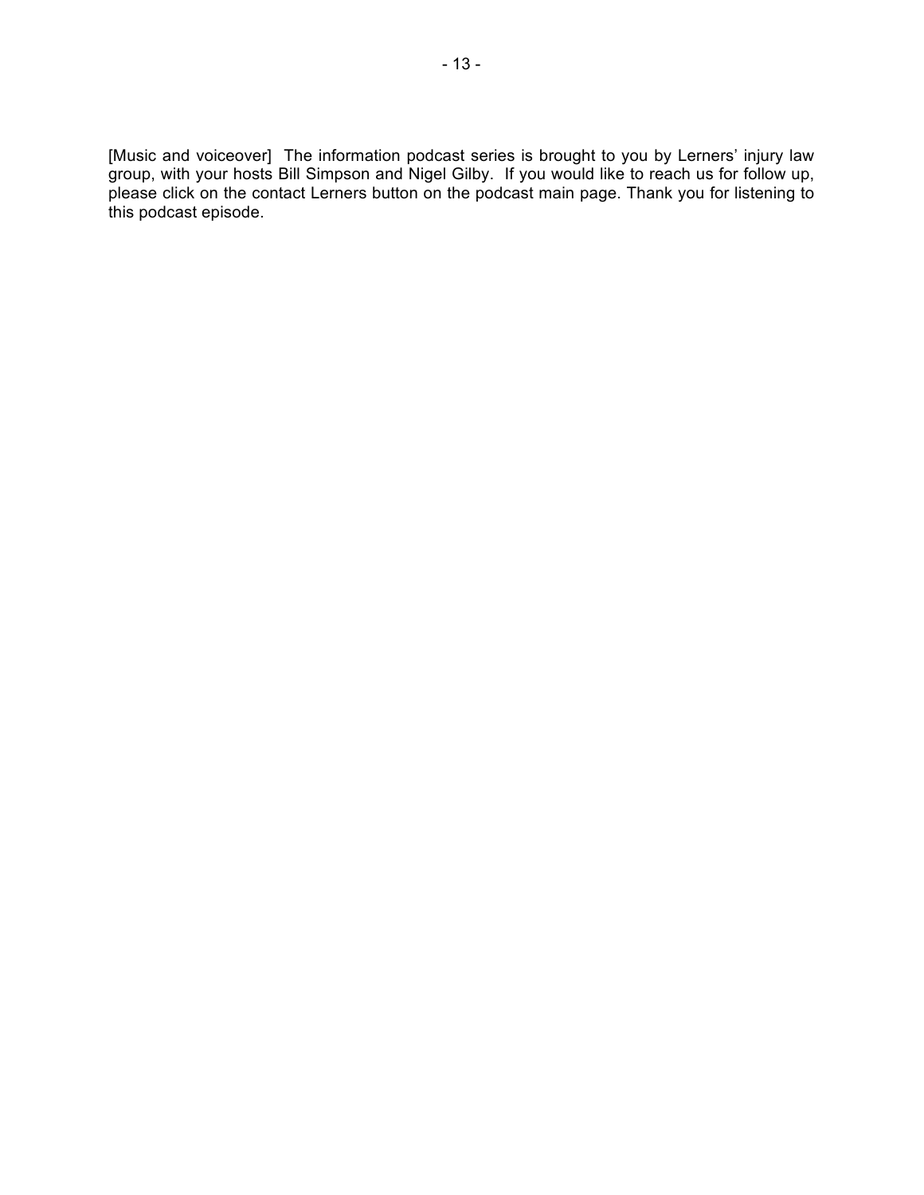[Music and voiceover] The information podcast series is brought to you by Lerners' injury law group, with your hosts Bill Simpson and Nigel Gilby. If you would like to reach us for follow up, please click on the contact Lerners button on the podcast main page. Thank you for listening to this podcast episode.